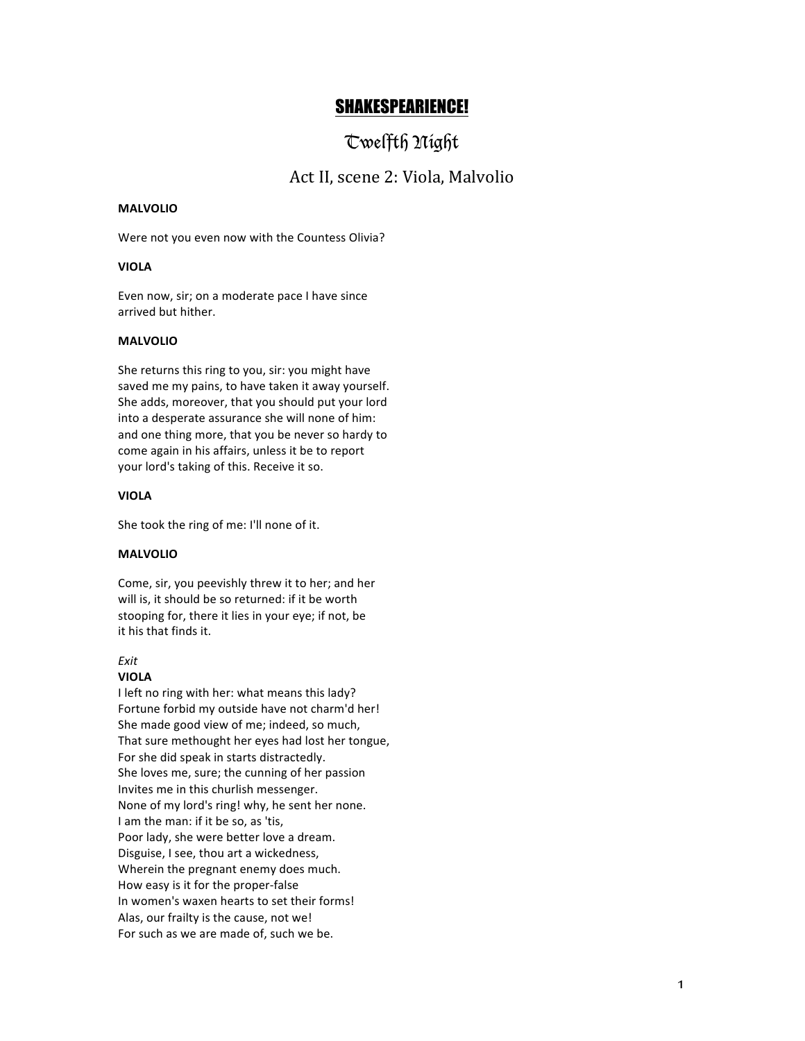# SHAKESPEARIENCE!

## Twelfth Night

### Act II, scene 2: Viola, Malvolio

**MALVOLIO**

Were not you even now with the Countess Olivia?

**VIOLA**

Even now, sir; on a moderate pace I have since
arrived but hither.

**MALVOLIO**

She returns this ring to you, sir: you might have
saved me my pains, to have taken it away yourself.
She adds, moreover, that you should put your lord
into a desperate assurance she will none of him:
and one thing more, that you be never so hardy to
come again in his affairs, unless it be to report
your lord's taking of this. Receive it so.

**VIOLA**

She took the ring of me: I'll none of it.

**MALVOLIO**

Come, sir, you peevishly threw it to her; and her
will is, it should be so returned: if it be worth
stooping for, there it lies in your eye; if not, be
it his that finds it.

*Exit*

**VIOLA**

I left no ring with her: what means this lady?
Fortune forbid my outside have not charm'd her!
She made good view of me; indeed, so much,
That sure methought her eyes had lost her tongue,
For she did speak in starts distractedly.
She loves me, sure; the cunning of her passion
Invites me in this churlish messenger.
None of my lord's ring! why, he sent her none.
I am the man: if it be so, as 'tis,
Poor lady, she were better love a dream.
Disguise, I see, thou art a wickedness,
Wherein the pregnant enemy does much.
How easy is it for the proper-false
In women's waxen hearts to set their forms!
Alas, our frailty is the cause, not we!
For such as we are made of, such we be.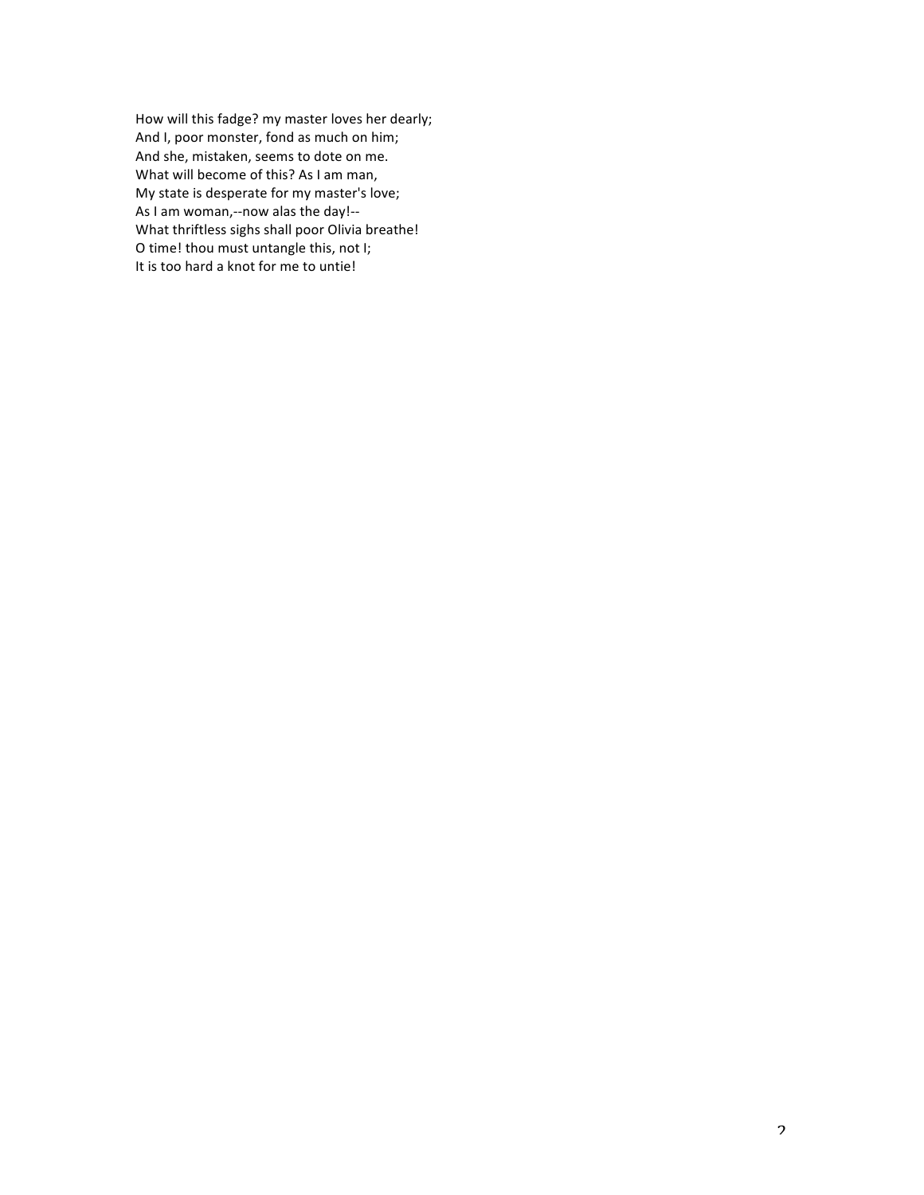How will this fadge? my master loves her dearly;
And I, poor monster, fond as much on him;
And she, mistaken, seems to dote on me.
What will become of this? As I am man,
My state is desperate for my master's love;
As I am woman,--now alas the day!--
What thriftless sighs shall poor Olivia breathe!
O time! thou must untangle this, not I;
It is too hard a knot for me to untie!